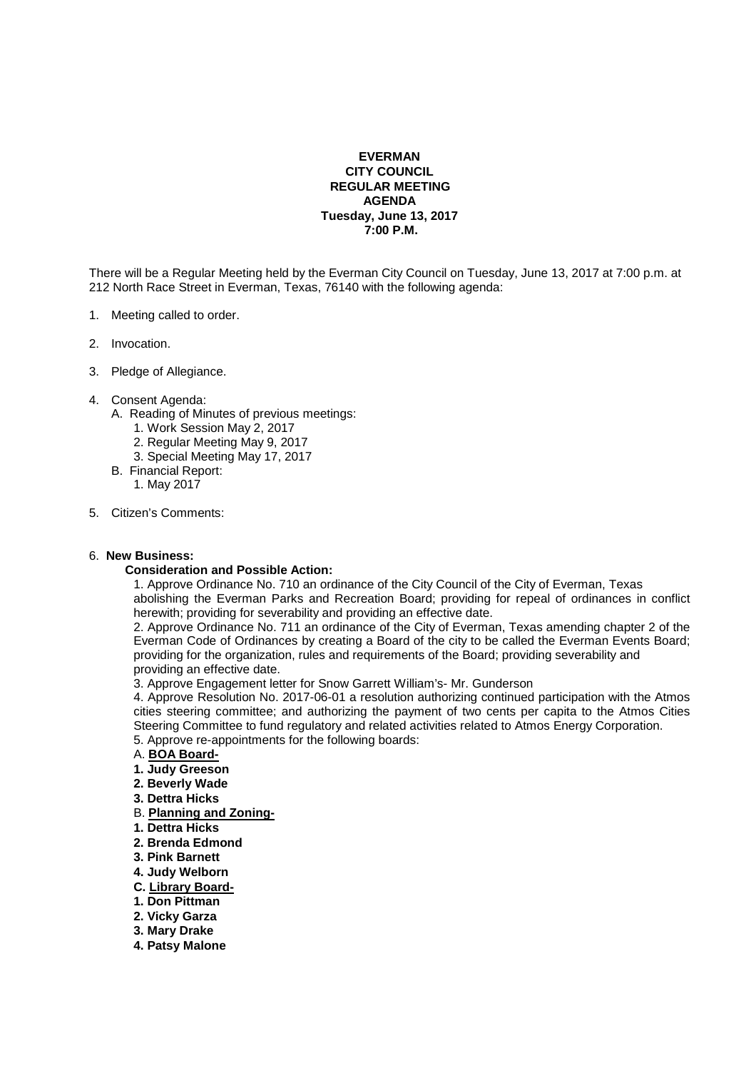**EVERMAN**
**CITY COUNCIL**
**REGULAR MEETING**
**AGENDA**
**Tuesday, June 13, 2017**
**7:00 P.M.**

There will be a Regular Meeting held by the Everman City Council on Tuesday, June 13, 2017 at 7:00 p.m. at 212 North Race Street in Everman, Texas, 76140 with the following agenda:

1. Meeting called to order.

2. Invocation.

3. Pledge of Allegiance.

4. Consent Agenda:
   - A. Reading of Minutes of previous meetings:
     1. Work Session May 2, 2017
     2. Regular Meeting May 9, 2017
     3. Special Meeting May 17, 2017
   - B. Financial Report:
     1. May 2017

5. Citizen's Comments:

6. **New Business:**

   **Consideration and Possible Action:**

   1. Approve Ordinance No. 710 an ordinance of the City Council of the City of Everman, Texas abolishing the Everman Parks and Recreation Board; providing for repeal of ordinances in conflict herewith; providing for severability and providing an effective date.
   2. Approve Ordinance No. 711 an ordinance of the City of Everman, Texas amending chapter 2 of the Everman Code of Ordinances by creating a Board of the city to be called the Everman Events Board; providing for the organization, rules and requirements of the Board; providing severability and providing an effective date.
   3. Approve Engagement letter for Snow Garrett William's- Mr. Gunderson
   4. Approve Resolution No. 2017-06-01 a resolution authorizing continued participation with the Atmos cities steering committee; and authorizing the payment of two cents per capita to the Atmos Cities Steering Committee to fund regulatory and related activities related to Atmos Energy Corporation.
   5. Approve re-appointments for the following boards:

   A. **<u>BOA Board-</u>**
   **1. Judy Greeson**
   **2. Beverly Wade**
   **3. Dettra Hicks**

   B. **<u>Planning and Zoning-</u>**
   **1. Dettra Hicks**
   **2. Brenda Edmond**
   **3. Pink Barnett**
   **4. Judy Welborn**

   **C. <u>Library Board-</u>**
   **1. Don Pittman**
   **2. Vicky Garza**
   **3. Mary Drake**
   **4. Patsy Malone**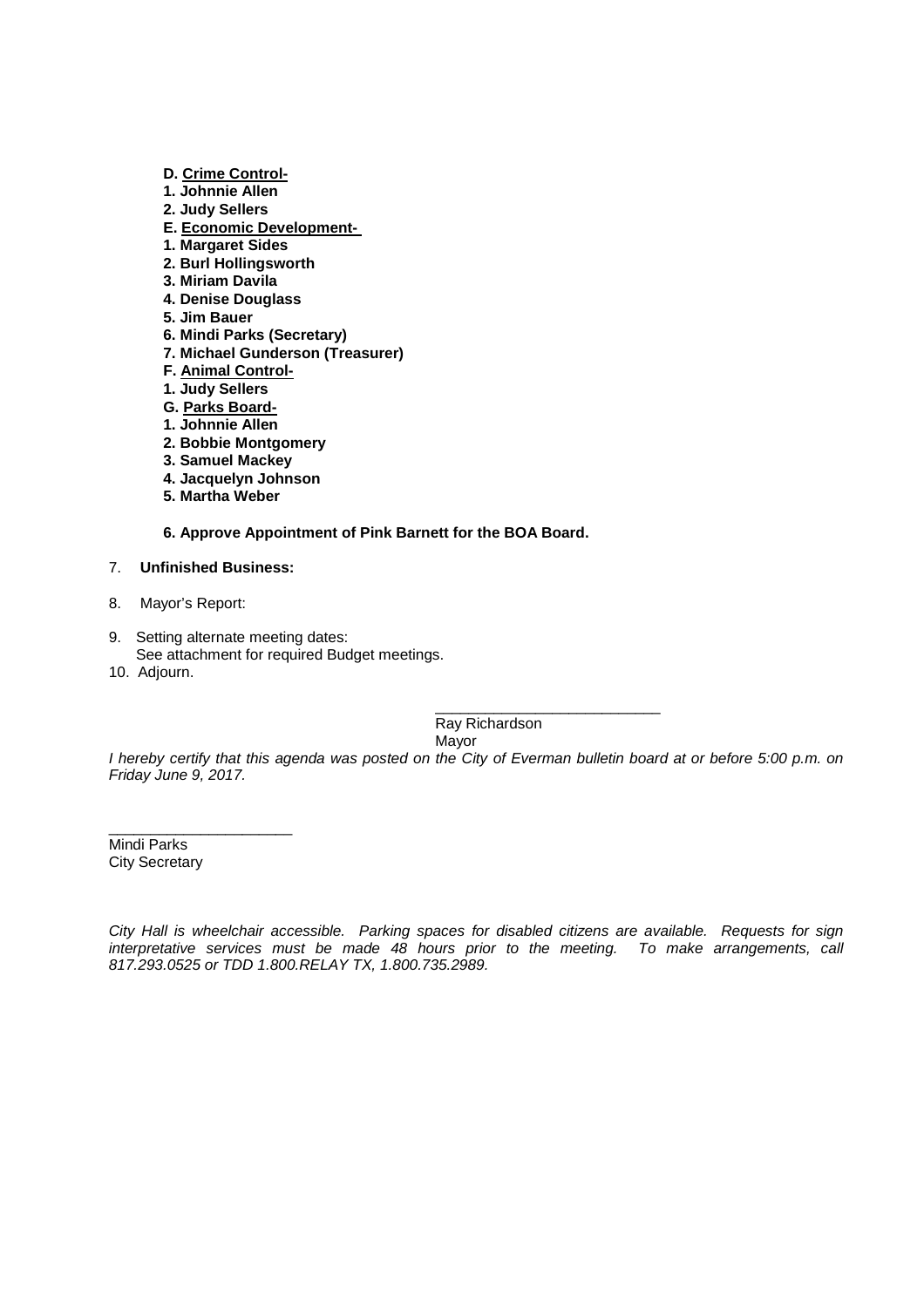**D. <u>Crime Control-</u>**
**1. Johnnie Allen**
**2. Judy Sellers**
**E. <u>Economic Development-</u>**
**1. Margaret Sides**
**2. Burl Hollingsworth**
**3. Miriam Davila**
**4. Denise Douglass**
**5. Jim Bauer**
**6. Mindi Parks (Secretary)**
**7. Michael Gunderson (Treasurer)**
**F. <u>Animal Control-</u>**
**1. Judy Sellers**
**G. <u>Parks Board-</u>**
**1. Johnnie Allen**
**2. Bobbie Montgomery**
**3. Samuel Mackey**
**4. Jacquelyn Johnson**
**5. Martha Weber**

**6. Approve Appointment of Pink Barnett for the BOA Board.**

7. **Unfinished Business:**

8. Mayor's Report:

9. Setting alternate meeting dates:
   See attachment for required Budget meetings.

10. Adjourn.

\_\_\_\_\_\_\_\_\_\_\_\_\_\_\_\_\_\_\_\_\_\_\_\_\_\_\_\_
Ray Richardson
Mayor

*I hereby certify that this agenda was posted on the City of Everman bulletin board at or before 5:00 p.m. on Friday June 9, 2017.*

\_\_\_\_\_\_\_\_\_\_\_\_\_\_\_\_\_\_\_\_\_\_
Mindi Parks
City Secretary

*City Hall is wheelchair accessible. Parking spaces for disabled citizens are available. Requests for sign interpretative services must be made 48 hours prior to the meeting. To make arrangements, call 817.293.0525 or TDD 1.800.RELAY TX, 1.800.735.2989.*